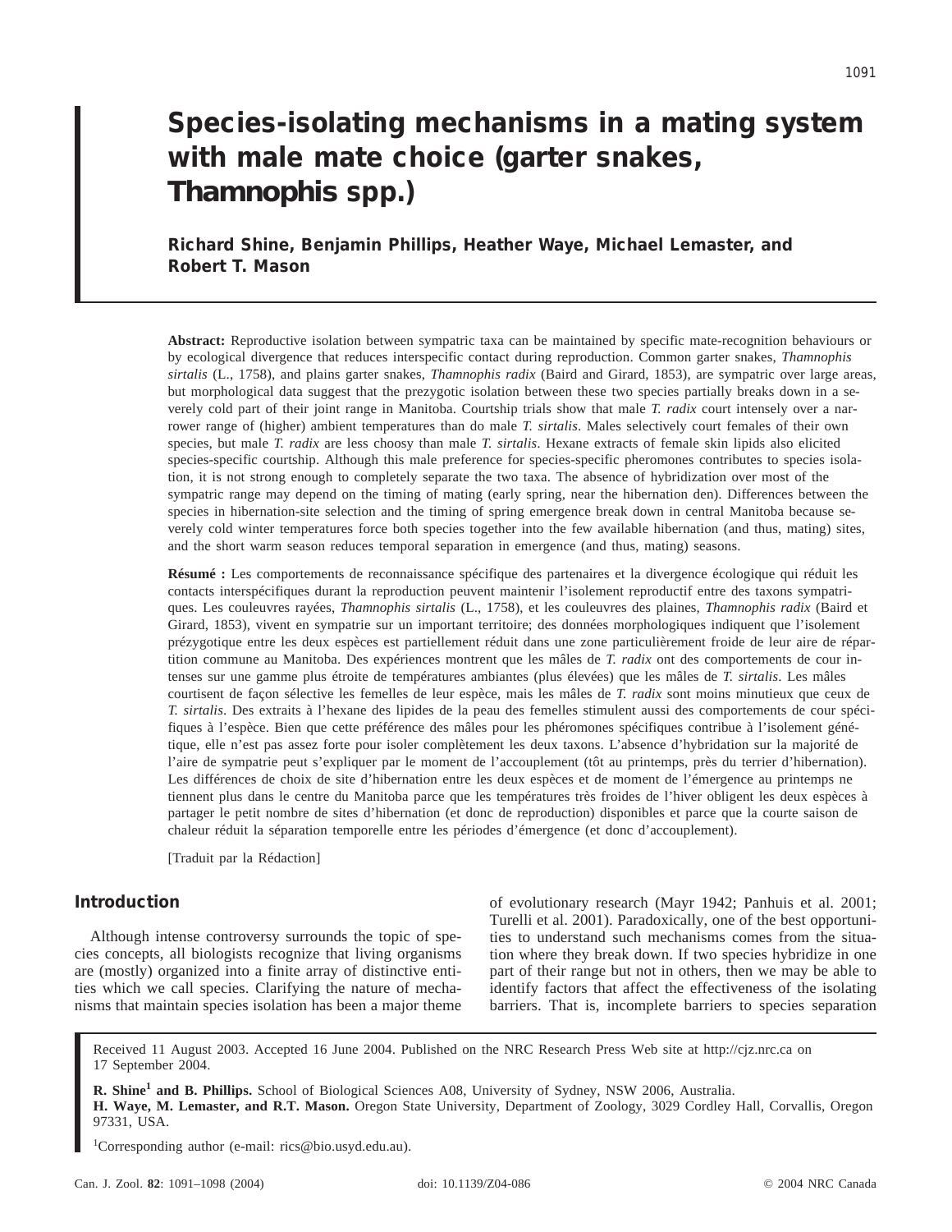# Species-isolating mechanisms in a mating system with male mate choice (garter snakes, *Thamnophis* spp.)

**Richard Shine, Benjamin Phillips, Heather Waye, Michael Lemaster, and Robert T. Mason**

**Abstract:** Reproductive isolation between sympatric taxa can be maintained by specific mate-recognition behaviours or by ecological divergence that reduces interspecific contact during reproduction. Common garter snakes, *Thamnophis sirtalis* (L., 1758), and plains garter snakes, *Thamnophis radix* (Baird and Girard, 1853), are sympatric over large areas, but morphological data suggest that the prezygotic isolation between these two species partially breaks down in a severely cold part of their joint range in Manitoba. Courtship trials show that male *T. radix* court intensely over a narrower range of (higher) ambient temperatures than do male *T. sirtalis*. Males selectively court females of their own species, but male *T. radix* are less choosy than male *T. sirtalis*. Hexane extracts of female skin lipids also elicited species-specific courtship. Although this male preference for species-specific pheromones contributes to species isolation, it is not strong enough to completely separate the two taxa. The absence of hybridization over most of the sympatric range may depend on the timing of mating (early spring, near the hibernation den). Differences between the species in hibernation-site selection and the timing of spring emergence break down in central Manitoba because severely cold winter temperatures force both species together into the few available hibernation (and thus, mating) sites, and the short warm season reduces temporal separation in emergence (and thus, mating) seasons.

**Résumé :** Les comportements de reconnaissance spécifique des partenaires et la divergence écologique qui réduit les contacts interspécifiques durant la reproduction peuvent maintenir l'isolement reproductif entre des taxons sympatriques. Les couleuvres rayées, *Thamnophis sirtalis* (L., 1758), et les couleuvres des plaines, *Thamnophis radix* (Baird et Girard, 1853), vivent en sympatrie sur un important territoire; des données morphologiques indiquent que l'isolement prézygotique entre les deux espèces est partiellement réduit dans une zone particulièrement froide de leur aire de répartition commune au Manitoba. Des expériences montrent que les mâles de *T. radix* ont des comportements de cour intenses sur une gamme plus étroite de températures ambiantes (plus élevées) que les mâles de *T. sirtalis*. Les mâles courtisent de façon sélective les femelles de leur espèce, mais les mâles de *T. radix* sont moins minutieux que ceux de *T. sirtalis*. Des extraits à l'hexane des lipides de la peau des femelles stimulent aussi des comportements de cour spécifiques à l'espèce. Bien que cette préférence des mâles pour les phéromones spécifiques contribue à l'isolement génétique, elle n'est pas assez forte pour isoler complètement les deux taxons. L'absence d'hybridation sur la majorité de l'aire de sympatrie peut s'expliquer par le moment de l'accouplement (tôt au printemps, près du terrier d'hibernation). Les différences de choix de site d'hibernation entre les deux espèces et de moment de l'émergence au printemps ne tiennent plus dans le centre du Manitoba parce que les températures très froides de l'hiver obligent les deux espèces à partager le petit nombre de sites d'hibernation (et donc de reproduction) disponibles et parce que la courte saison de chaleur réduit la séparation temporelle entre les périodes d'émergence (et donc d'accouplement).

[Traduit par la Rédaction]

## Introduction

Although intense controversy surrounds the topic of species concepts, all biologists recognize that living organisms are (mostly) organized into a finite array of distinctive entities which we call species. Clarifying the nature of mechanisms that maintain species isolation has been a major theme of evolutionary research (Mayr 1942; Panhuis et al. 2001; Turelli et al. 2001). Paradoxically, one of the best opportunities to understand such mechanisms comes from the situation where they break down. If two species hybridize in one part of their range but not in others, then we may be able to identify factors that affect the effectiveness of the isolating barriers. That is, incomplete barriers to species separation

Received 11 August 2003. Accepted 16 June 2004. Published on the NRC Research Press Web site at http://cjz.nrc.ca on 17 September 2004.

**R. Shine[1] and B. Phillips.** School of Biological Sciences A08, University of Sydney, NSW 2006, Australia.
**H. Waye, M. Lemaster, and R.T. Mason.** Oregon State University, Department of Zoology, 3029 Cordley Hall, Corvallis, Oregon 97331, USA.

[1]Corresponding author (e-mail: rics@bio.usyd.edu.au).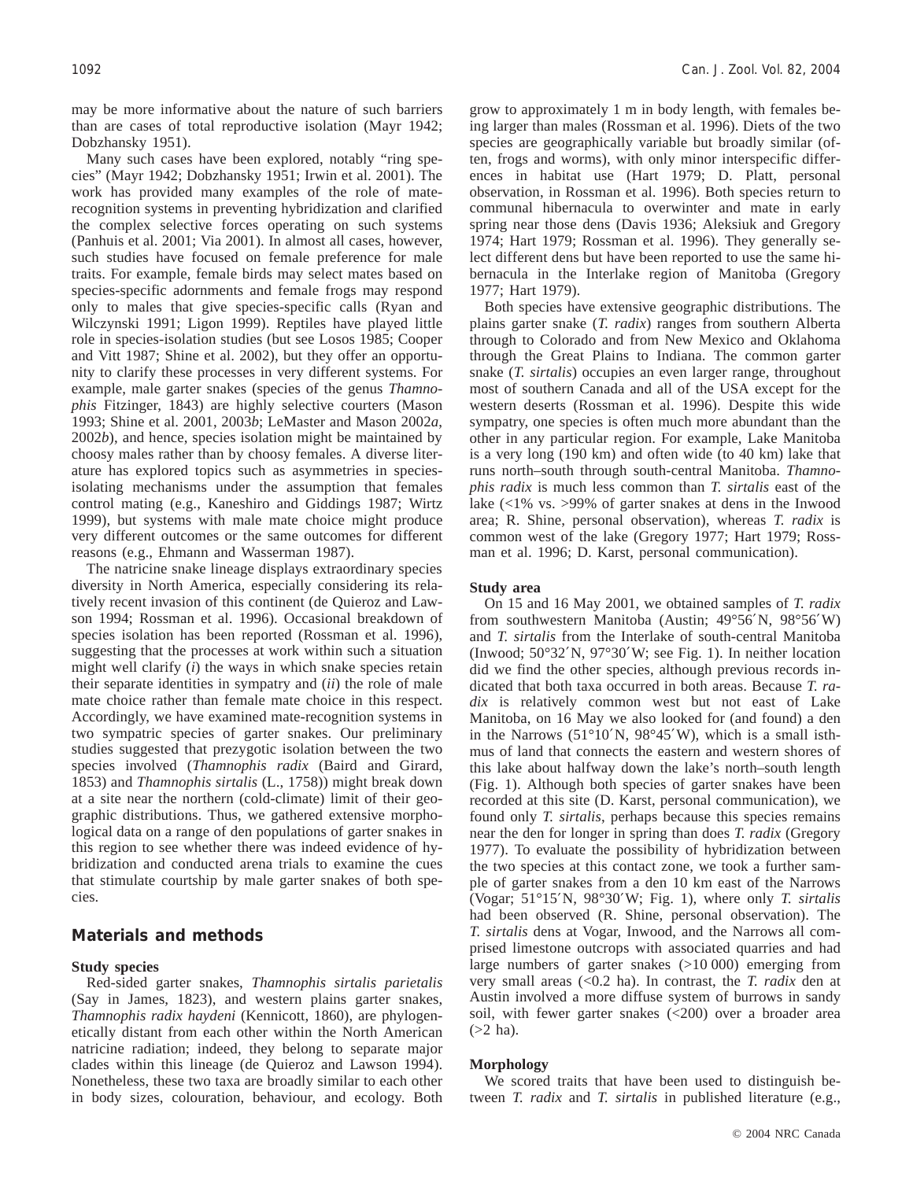may be more informative about the nature of such barriers than are cases of total reproductive isolation (Mayr 1942; Dobzhansky 1951).

Many such cases have been explored, notably "ring species" (Mayr 1942; Dobzhansky 1951; Irwin et al. 2001). The work has provided many examples of the role of mate-recognition systems in preventing hybridization and clarified the complex selective forces operating on such systems (Panhuis et al. 2001; Via 2001). In almost all cases, however, such studies have focused on female preference for male traits. For example, female birds may select mates based on species-specific adornments and female frogs may respond only to males that give species-specific calls (Ryan and Wilczynski 1991; Ligon 1999). Reptiles have played little role in species-isolation studies (but see Losos 1985; Cooper and Vitt 1987; Shine et al. 2002), but they offer an opportunity to clarify these processes in very different systems. For example, male garter snakes (species of the genus *Thamnophis* Fitzinger, 1843) are highly selective courters (Mason 1993; Shine et al. 2001, 2003*b*; LeMaster and Mason 2002*a*, 2002*b*), and hence, species isolation might be maintained by choosy males rather than by choosy females. A diverse literature has explored topics such as asymmetries in species-isolating mechanisms under the assumption that females control mating (e.g., Kaneshiro and Giddings 1987; Wirtz 1999), but systems with male mate choice might produce very different outcomes or the same outcomes for different reasons (e.g., Ehmann and Wasserman 1987).

The natricine snake lineage displays extraordinary species diversity in North America, especially considering its relatively recent invasion of this continent (de Quieroz and Lawson 1994; Rossman et al. 1996). Occasional breakdown of species isolation has been reported (Rossman et al. 1996), suggesting that the processes at work within such a situation might well clarify (*i*) the ways in which snake species retain their separate identities in sympatry and (*ii*) the role of male mate choice rather than female mate choice in this respect. Accordingly, we have examined mate-recognition systems in two sympatric species of garter snakes. Our preliminary studies suggested that prezygotic isolation between the two species involved (*Thamnophis radix* (Baird and Girard, 1853) and *Thamnophis sirtalis* (L., 1758)) might break down at a site near the northern (cold-climate) limit of their geographic distributions. Thus, we gathered extensive morphological data on a range of den populations of garter snakes in this region to see whether there was indeed evidence of hybridization and conducted arena trials to examine the cues that stimulate courtship by male garter snakes of both species.

## Materials and methods

### Study species

Red-sided garter snakes, *Thamnophis sirtalis parietalis* (Say in James, 1823), and western plains garter snakes, *Thamnophis radix haydeni* (Kennicott, 1860), are phylogenetically distant from each other within the North American natricine radiation; indeed, they belong to separate major clades within this lineage (de Quieroz and Lawson 1994). Nonetheless, these two taxa are broadly similar to each other in body sizes, colouration, behaviour, and ecology. Both grow to approximately 1 m in body length, with females being larger than males (Rossman et al. 1996). Diets of the two species are geographically variable but broadly similar (often, frogs and worms), with only minor interspecific differences in habitat use (Hart 1979; D. Platt, personal observation, in Rossman et al. 1996). Both species return to communal hibernacula to overwinter and mate in early spring near those dens (Davis 1936; Aleksiuk and Gregory 1974; Hart 1979; Rossman et al. 1996). They generally select different dens but have been reported to use the same hibernacula in the Interlake region of Manitoba (Gregory 1977; Hart 1979).

Both species have extensive geographic distributions. The plains garter snake (*T. radix*) ranges from southern Alberta through to Colorado and from New Mexico and Oklahoma through the Great Plains to Indiana. The common garter snake (*T. sirtalis*) occupies an even larger range, throughout most of southern Canada and all of the USA except for the western deserts (Rossman et al. 1996). Despite this wide sympatry, one species is often much more abundant than the other in any particular region. For example, Lake Manitoba is a very long (190 km) and often wide (to 40 km) lake that runs north–south through south-central Manitoba. *Thamnophis radix* is much less common than *T. sirtalis* east of the lake (<1% vs. >99% of garter snakes at dens in the Inwood area; R. Shine, personal observation), whereas *T. radix* is common west of the lake (Gregory 1977; Hart 1979; Rossman et al. 1996; D. Karst, personal communication).

### Study area

On 15 and 16 May 2001, we obtained samples of *T. radix* from southwestern Manitoba (Austin; 49°56′N, 98°56′W) and *T. sirtalis* from the Interlake of south-central Manitoba (Inwood; 50°32′N, 97°30′W; see Fig. 1). In neither location did we find the other species, although previous records indicated that both taxa occurred in both areas. Because *T. radix* is relatively common west but not east of Lake Manitoba, on 16 May we also looked for (and found) a den in the Narrows (51°10′N, 98°45′W), which is a small isthmus of land that connects the eastern and western shores of this lake about halfway down the lake's north–south length (Fig. 1). Although both species of garter snakes have been recorded at this site (D. Karst, personal communication), we found only *T. sirtalis*, perhaps because this species remains near the den for longer in spring than does *T. radix* (Gregory 1977). To evaluate the possibility of hybridization between the two species at this contact zone, we took a further sample of garter snakes from a den 10 km east of the Narrows (Vogar; 51°15′N, 98°30′W; Fig. 1), where only *T. sirtalis* had been observed (R. Shine, personal observation). The *T. sirtalis* dens at Vogar, Inwood, and the Narrows all comprised limestone outcrops with associated quarries and had large numbers of garter snakes (>10 000) emerging from very small areas (<0.2 ha). In contrast, the *T. radix* den at Austin involved a more diffuse system of burrows in sandy soil, with fewer garter snakes (<200) over a broader area (>2 ha).

### Morphology

We scored traits that have been used to distinguish between *T. radix* and *T. sirtalis* in published literature (e.g.,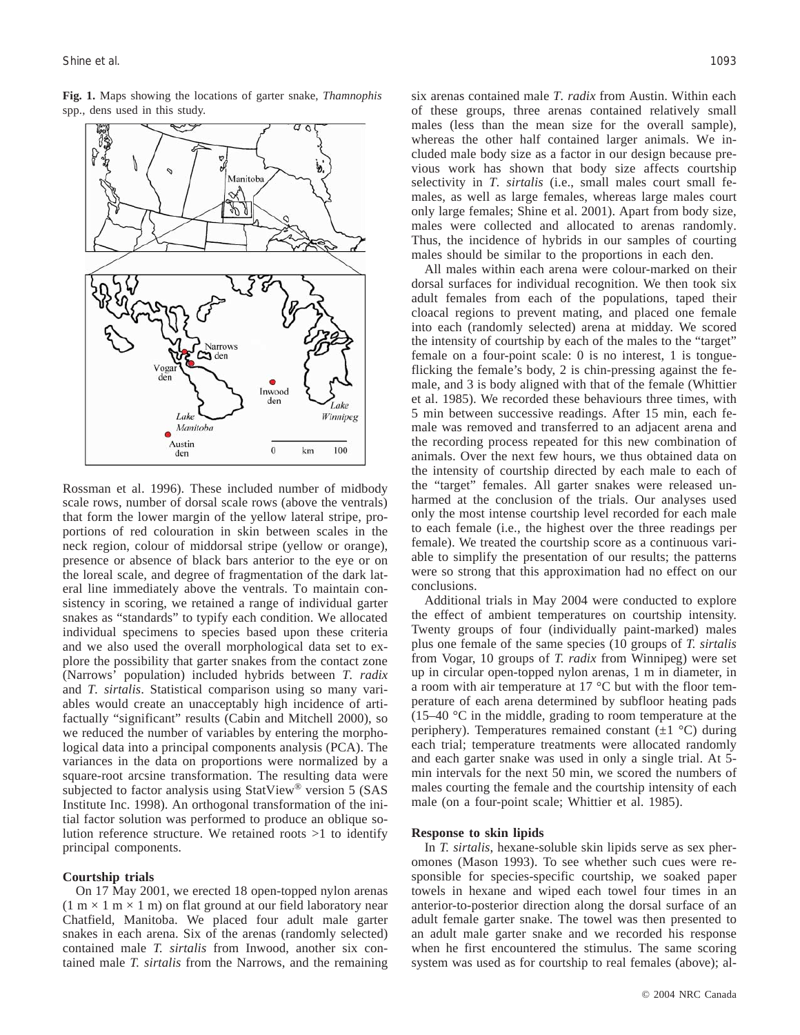**Fig. 1.** Maps showing the locations of garter snake, *Thamnophis* spp., dens used in this study.

Rossman et al. 1996). These included number of midbody scale rows, number of dorsal scale rows (above the ventrals) that form the lower margin of the yellow lateral stripe, proportions of red colouration in skin between scales in the neck region, colour of middorsal stripe (yellow or orange), presence or absence of black bars anterior to the eye or on the loreal scale, and degree of fragmentation of the dark lateral line immediately above the ventrals. To maintain consistency in scoring, we retained a range of individual garter snakes as "standards" to typify each condition. We allocated individual specimens to species based upon these criteria and we also used the overall morphological data set to explore the possibility that garter snakes from the contact zone (Narrows' population) included hybrids between *T. radix* and *T. sirtalis*. Statistical comparison using so many variables would create an unacceptably high incidence of artifactually "significant" results (Cabin and Mitchell 2000), so we reduced the number of variables by entering the morphological data into a principal components analysis (PCA). The variances in the data on proportions were normalized by a square-root arcsine transformation. The resulting data were subjected to factor analysis using StatView® version 5 (SAS Institute Inc. 1998). An orthogonal transformation of the initial factor solution was performed to produce an oblique solution reference structure. We retained roots >1 to identify principal components.

### Courtship trials

On 17 May 2001, we erected 18 open-topped nylon arenas (1 m × 1 m × 1 m) on flat ground at our field laboratory near Chatfield, Manitoba. We placed four adult male garter snakes in each arena. Six of the arenas (randomly selected) contained male *T. sirtalis* from Inwood, another six contained male *T. sirtalis* from the Narrows, and the remaining six arenas contained male *T. radix* from Austin. Within each of these groups, three arenas contained relatively small males (less than the mean size for the overall sample), whereas the other half contained larger animals. We included male body size as a factor in our design because previous work has shown that body size affects courtship selectivity in *T. sirtalis* (i.e., small males court small females, as well as large females, whereas large males court only large females; Shine et al. 2001). Apart from body size, males were collected and allocated to arenas randomly. Thus, the incidence of hybrids in our samples of courting males should be similar to the proportions in each den.

All males within each arena were colour-marked on their dorsal surfaces for individual recognition. We then took six adult females from each of the populations, taped their cloacal regions to prevent mating, and placed one female into each (randomly selected) arena at midday. We scored the intensity of courtship by each of the males to the "target" female on a four-point scale: 0 is no interest, 1 is tongue-flicking the female's body, 2 is chin-pressing against the female, and 3 is body aligned with that of the female (Whittier et al. 1985). We recorded these behaviours three times, with 5 min between successive readings. After 15 min, each female was removed and transferred to an adjacent arena and the recording process repeated for this new combination of animals. Over the next few hours, we thus obtained data on the intensity of courtship directed by each male to each of the "target" females. All garter snakes were released unharmed at the conclusion of the trials. Our analyses used only the most intense courtship level recorded for each male to each female (i.e., the highest over the three readings per female). We treated the courtship score as a continuous variable to simplify the presentation of our results; the patterns were so strong that this approximation had no effect on our conclusions.

Additional trials in May 2004 were conducted to explore the effect of ambient temperatures on courtship intensity. Twenty groups of four (individually paint-marked) males plus one female of the same species (10 groups of *T. sirtalis* from Vogar, 10 groups of *T. radix* from Winnipeg) were set up in circular open-topped nylon arenas, 1 m in diameter, in a room with air temperature at 17 °C but with the floor temperature of each arena determined by subfloor heating pads (15–40 °C in the middle, grading to room temperature at the periphery). Temperatures remained constant (±1 °C) during each trial; temperature treatments were allocated randomly and each garter snake was used in only a single trial. At 5-min intervals for the next 50 min, we scored the numbers of males courting the female and the courtship intensity of each male (on a four-point scale; Whittier et al. 1985).

### Response to skin lipids

In *T. sirtalis*, hexane-soluble skin lipids serve as sex pheromones (Mason 1993). To see whether such cues were responsible for species-specific courtship, we soaked paper towels in hexane and wiped each towel four times in an anterior-to-posterior direction along the dorsal surface of an adult female garter snake. The towel was then presented to an adult male garter snake and we recorded his response when he first encountered the stimulus. The same scoring system was used as for courtship to real females (above); al-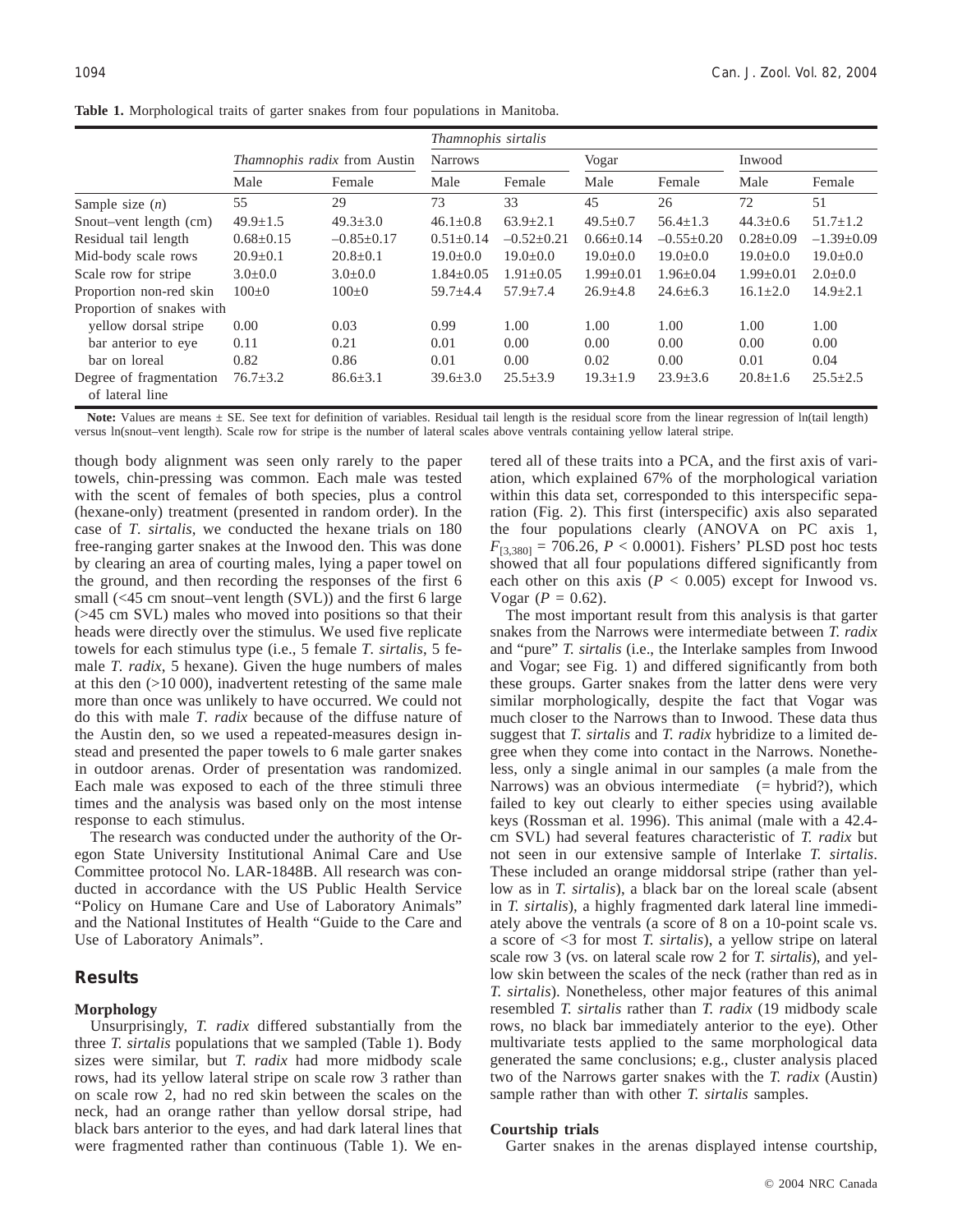**Table 1.** Morphological traits of garter snakes from four populations in Manitoba.

| | *Thamnophis radix* from Austin | | *Thamnophis sirtalis* | | | | | |
|---|---|---|---|---|---|---|---|---|
| | | | Narrows | | Vogar | | Inwood | |
| | Male | Female | Male | Female | Male | Female | Male | Female |
| Sample size ($n$) | 55 | 29 | 73 | 33 | 45 | 26 | 72 | 51 |
| Snout–vent length (cm) | 49.9±1.5 | 49.3±3.0 | 46.1±0.8 | 63.9±2.1 | 49.5±0.7 | 56.4±1.3 | 44.3±0.6 | 51.7±1.2 |
| Residual tail length | 0.68±0.15 | –0.85±0.17 | 0.51±0.14 | –0.52±0.21 | 0.66±0.14 | –0.55±0.20 | 0.28±0.09 | –1.39±0.09 |
| Mid-body scale rows | 20.9±0.1 | 20.8±0.1 | 19.0±0.0 | 19.0±0.0 | 19.0±0.0 | 19.0±0.0 | 19.0±0.0 | 19.0±0.0 |
| Scale row for stripe | 3.0±0.0 | 3.0±0.0 | 1.84±0.05 | 1.91±0.05 | 1.99±0.01 | 1.96±0.04 | 1.99±0.01 | 2.0±0.0 |
| Proportion non-red skin | 100±0 | 100±0 | 59.7±4.4 | 57.9±7.4 | 26.9±4.8 | 24.6±6.3 | 16.1±2.0 | 14.9±2.1 |
| Proportion of snakes with | | | | | | | | |
| yellow dorsal stripe | 0.00 | 0.03 | 0.99 | 1.00 | 1.00 | 1.00 | 1.00 | 1.00 |
| bar anterior to eye | 0.11 | 0.21 | 0.01 | 0.00 | 0.00 | 0.00 | 0.00 | 0.00 |
| bar on loreal | 0.82 | 0.86 | 0.01 | 0.00 | 0.02 | 0.00 | 0.01 | 0.04 |
| Degree of fragmentation of lateral line | 76.7±3.2 | 86.6±3.1 | 39.6±3.0 | 25.5±3.9 | 19.3±1.9 | 23.9±3.6 | 20.8±1.6 | 25.5±2.5 |

**Note:** Values are means ± SE. See text for definition of variables. Residual tail length is the residual score from the linear regression of ln(tail length) versus ln(snout–vent length). Scale row for stripe is the number of lateral scales above ventrals containing yellow lateral stripe.

though body alignment was seen only rarely to the paper towels, chin-pressing was common. Each male was tested with the scent of females of both species, plus a control (hexane-only) treatment (presented in random order). In the case of *T. sirtalis*, we conducted the hexane trials on 180 free-ranging garter snakes at the Inwood den. This was done by clearing an area of courting males, lying a paper towel on the ground, and then recording the responses of the first 6 small (<45 cm snout–vent length (SVL)) and the first 6 large (>45 cm SVL) males who moved into positions so that their heads were directly over the stimulus. We used five replicate towels for each stimulus type (i.e., 5 female *T. sirtalis*, 5 female *T. radix*, 5 hexane). Given the huge numbers of males at this den (>10 000), inadvertent retesting of the same male more than once was unlikely to have occurred. We could not do this with male *T. radix* because of the diffuse nature of the Austin den, so we used a repeated-measures design instead and presented the paper towels to 6 male garter snakes in outdoor arenas. Order of presentation was randomized. Each male was exposed to each of the three stimuli three times and the analysis was based only on the most intense response to each stimulus.

The research was conducted under the authority of the Oregon State University Institutional Animal Care and Use Committee protocol No. LAR-1848B. All research was conducted in accordance with the US Public Health Service "Policy on Humane Care and Use of Laboratory Animals" and the National Institutes of Health "Guide to the Care and Use of Laboratory Animals".

## Results

### Morphology

Unsurprisingly, *T. radix* differed substantially from the three *T. sirtalis* populations that we sampled (Table 1). Body sizes were similar, but *T. radix* had more midbody scale rows, had its yellow lateral stripe on scale row 3 rather than on scale row 2, had no red skin between the scales on the neck, had an orange rather than yellow dorsal stripe, had black bars anterior to the eyes, and had dark lateral lines that were fragmented rather than continuous (Table 1). We entered all of these traits into a PCA, and the first axis of variation, which explained 67% of the morphological variation within this data set, corresponded to this interspecific separation (Fig. 2). This first (interspecific) axis also separated the four populations clearly (ANOVA on PC axis 1, $F_{[3,380]} = 706.26$, $P < 0.0001$). Fishers' PLSD post hoc tests showed that all four populations differed significantly from each other on this axis ($P < 0.005$) except for Inwood vs. Vogar ($P = 0.62$).

The most important result from this analysis is that garter snakes from the Narrows were intermediate between *T. radix* and "pure" *T. sirtalis* (i.e., the Interlake samples from Inwood and Vogar; see Fig. 1) and differed significantly from both these groups. Garter snakes from the latter dens were very similar morphologically, despite the fact that Vogar was much closer to the Narrows than to Inwood. These data thus suggest that *T. sirtalis* and *T. radix* hybridize to a limited degree when they come into contact in the Narrows. Nonetheless, only a single animal in our samples (a male from the Narrows) was an obvious intermediate (= hybrid?), which failed to key out clearly to either species using available keys (Rossman et al. 1996). This animal (male with a 42.4-cm SVL) had several features characteristic of *T. radix* but not seen in our extensive sample of Interlake *T. sirtalis*. These included an orange middorsal stripe (rather than yellow as in *T. sirtalis*), a black bar on the loreal scale (absent in *T. sirtalis*), a highly fragmented dark lateral line immediately above the ventrals (a score of 8 on a 10-point scale vs. a score of <3 for most *T. sirtalis*), a yellow stripe on lateral scale row 3 (vs. on lateral scale row 2 for *T. sirtalis*), and yellow skin between the scales of the neck (rather than red as in *T. sirtalis*). Nonetheless, other major features of this animal resembled *T. sirtalis* rather than *T. radix* (19 midbody scale rows, no black bar immediately anterior to the eye). Other multivariate tests applied to the same morphological data generated the same conclusions; e.g., cluster analysis placed two of the Narrows garter snakes with the *T. radix* (Austin) sample rather than with other *T. sirtalis* samples.

### Courtship trials

Garter snakes in the arenas displayed intense courtship,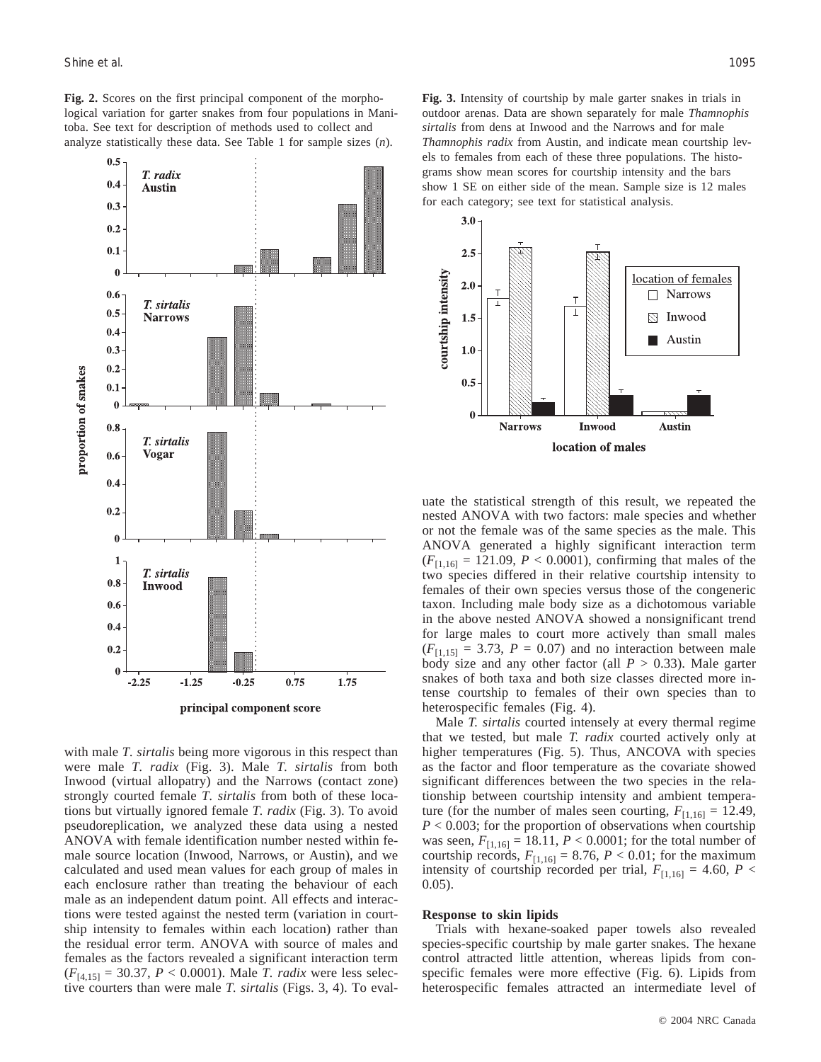**Fig. 2.** Scores on the first principal component of the morphological variation for garter snakes from four populations in Manitoba. See text for description of methods used to collect and analyze statistically these data. See Table 1 for sample sizes (*n*).

**Fig. 3.** Intensity of courtship by male garter snakes in trials in outdoor arenas. Data are shown separately for male *Thamnophis sirtalis* from dens at Inwood and the Narrows and for male *Thamnophis radix* from Austin, and indicate mean courtship levels to females from each of these three populations. The histograms show mean scores for courtship intensity and the bars show 1 SE on either side of the mean. Sample size is 12 males for each category; see text for statistical analysis.

with male *T. sirtalis* being more vigorous in this respect than were male *T. radix* (Fig. 3). Male *T. sirtalis* from both Inwood (virtual allopatry) and the Narrows (contact zone) strongly courted female *T. sirtalis* from both of these locations but virtually ignored female *T. radix* (Fig. 3). To avoid pseudoreplication, we analyzed these data using a nested ANOVA with female identification number nested within female source location (Inwood, Narrows, or Austin), and we calculated and used mean values for each group of males in each enclosure rather than treating the behaviour of each male as an independent datum point. All effects and interactions were tested against the nested term (variation in courtship intensity to females within each location) rather than the residual error term. ANOVA with source of males and females as the factors revealed a significant interaction term ($F_{[4,15]}$ = 30.37, $P$ < 0.0001). Male *T. radix* were less selective courters than were male *T. sirtalis* (Figs. 3, 4). To evaluate the statistical strength of this result, we repeated the nested ANOVA with two factors: male species and whether or not the female was of the same species as the male. This ANOVA generated a highly significant interaction term ($F_{[1,16]}$ = 121.09, $P$ < 0.0001), confirming that males of the two species differed in their relative courtship intensity to females of their own species versus those of the congeneric taxon. Including male body size as a dichotomous variable in the above nested ANOVA showed a nonsignificant trend for large males to court more actively than small males ($F_{[1,15]}$ = 3.73, $P$ = 0.07) and no interaction between male body size and any other factor (all $P$ > 0.33). Male garter snakes of both taxa and both size classes directed more intense courtship to females of their own species than to heterospecific females (Fig. 4).

Male *T. sirtalis* courted intensely at every thermal regime that we tested, but male *T. radix* courted actively only at higher temperatures (Fig. 5). Thus, ANCOVA with species as the factor and floor temperature as the covariate showed significant differences between the two species in the relationship between courtship intensity and ambient temperature (for the number of males seen courting, $F_{[1,16]}$ = 12.49, $P$ < 0.003; for the proportion of observations when courtship was seen, $F_{[1,16]}$ = 18.11, $P$ < 0.0001; for the total number of courtship records, $F_{[1,16]}$ = 8.76, $P$ < 0.01; for the maximum intensity of courtship recorded per trial, $F_{[1,16]}$ = 4.60, $P$ < 0.05).

### Response to skin lipids

Trials with hexane-soaked paper towels also revealed species-specific courtship by male garter snakes. The hexane control attracted little attention, whereas lipids from conspecific females were more effective (Fig. 6). Lipids from heterospecific females attracted an intermediate level of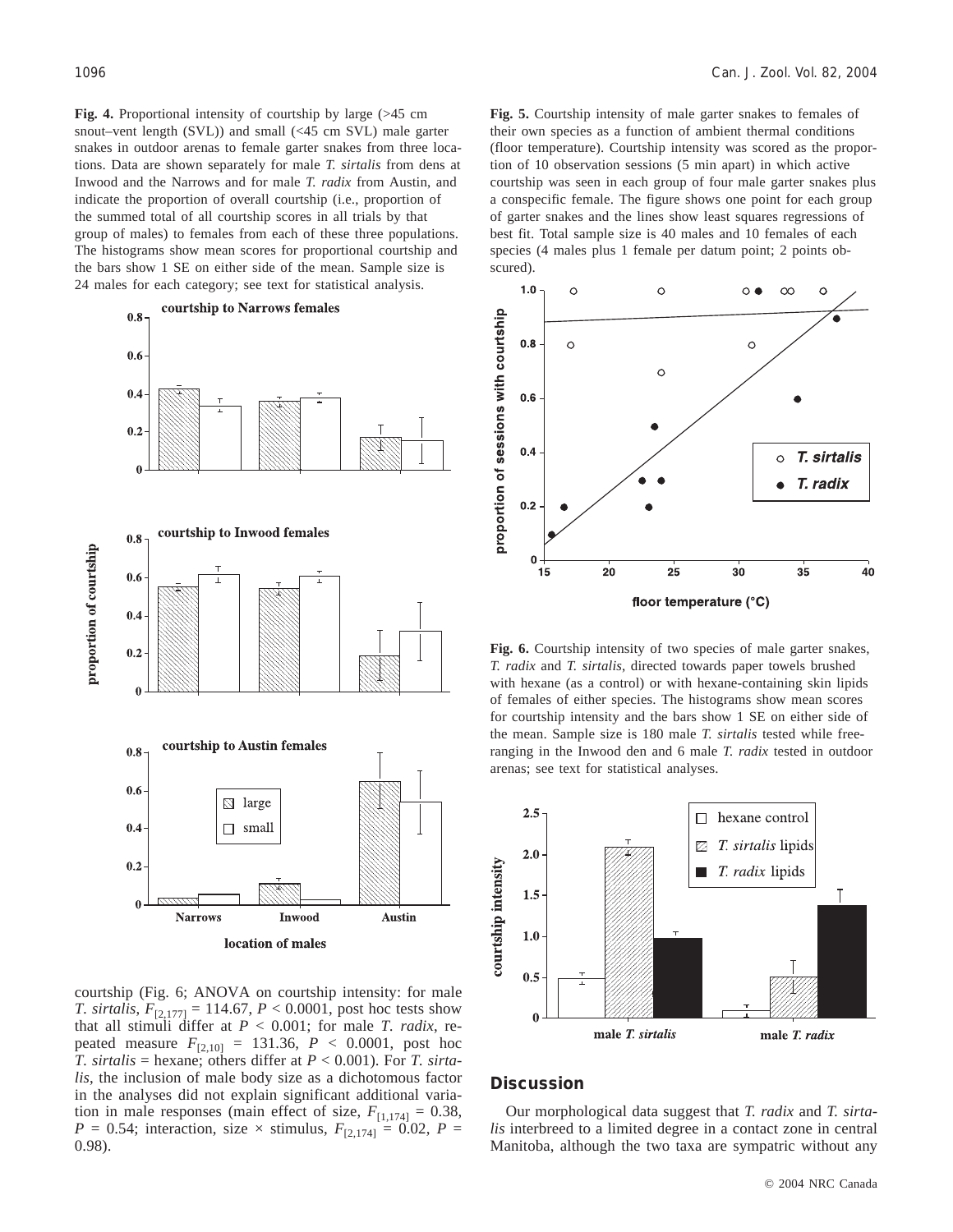**Fig. 4.** Proportional intensity of courtship by large (>45 cm snout–vent length (SVL)) and small (<45 cm SVL) male garter snakes in outdoor arenas to female garter snakes from three locations. Data are shown separately for male *T. sirtalis* from dens at Inwood and the Narrows and for male *T. radix* from Austin, and indicate the proportion of overall courtship (i.e., proportion of the summed total of all courtship scores in all trials by that group of males) to females from each of these three populations. The histograms show mean scores for proportional courtship and the bars show 1 SE on either side of the mean. Sample size is 24 males for each category; see text for statistical analysis.

**Fig. 5.** Courtship intensity of male garter snakes to females of their own species as a function of ambient thermal conditions (floor temperature). Courtship intensity was scored as the proportion of 10 observation sessions (5 min apart) in which active courtship was seen in each group of four male garter snakes plus a conspecific female. The figure shows one point for each group of garter snakes and the lines show least squares regressions of best fit. Total sample size is 40 males and 10 females of each species (4 males plus 1 female per datum point; 2 points obscured).

**Fig. 6.** Courtship intensity of two species of male garter snakes, *T. radix* and *T. sirtalis*, directed towards paper towels brushed with hexane (as a control) or with hexane-containing skin lipids of females of either species. The histograms show mean scores for courtship intensity and the bars show 1 SE on either side of the mean. Sample size is 180 male *T. sirtalis* tested while free-ranging in the Inwood den and 6 male *T. radix* tested in outdoor arenas; see text for statistical analyses.

courtship (Fig. 6; ANOVA on courtship intensity: for male *T. sirtalis*, $F_{[2,177]} = 114.67$, $P < 0.0001$, post hoc tests show that all stimuli differ at $P < 0.001$; for male *T. radix*, repeated measure $F_{[2,10]} = 131.36$, $P < 0.0001$, post hoc *T. sirtalis* = hexane; others differ at $P < 0.001$). For *T. sirtalis*, the inclusion of male body size as a dichotomous factor in the analyses did not explain significant additional variation in male responses (main effect of size, $F_{[1,174]} = 0.38$, $P = 0.54$; interaction, size × stimulus, $F_{[2,174]} = 0.02$, $P = 0.98$).

## Discussion

Our morphological data suggest that *T. radix* and *T. sirtalis* interbreed to a limited degree in a contact zone in central Manitoba, although the two taxa are sympatric without any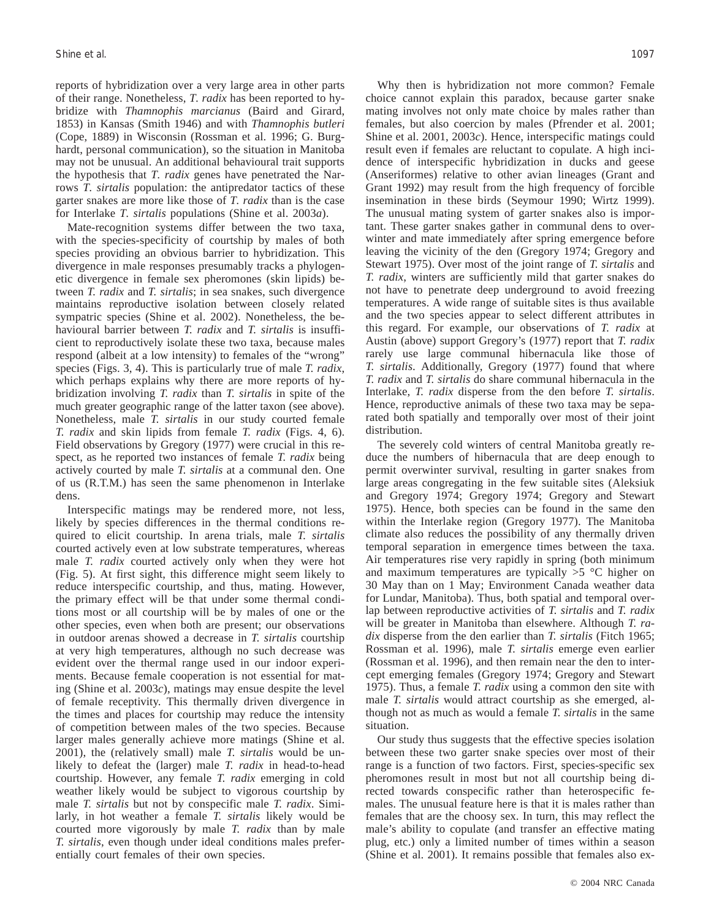reports of hybridization over a very large area in other parts of their range. Nonetheless, *T. radix* has been reported to hybridize with *Thamnophis marcianus* (Baird and Girard, 1853) in Kansas (Smith 1946) and with *Thamnophis butleri* (Cope, 1889) in Wisconsin (Rossman et al. 1996; G. Burghardt, personal communication), so the situation in Manitoba may not be unusual. An additional behavioural trait supports the hypothesis that *T. radix* genes have penetrated the Narrows *T. sirtalis* population: the antipredator tactics of these garter snakes are more like those of *T. radix* than is the case for Interlake *T. sirtalis* populations (Shine et al. 2003*a*).

Mate-recognition systems differ between the two taxa, with the species-specificity of courtship by males of both species providing an obvious barrier to hybridization. This divergence in male responses presumably tracks a phylogenetic divergence in female sex pheromones (skin lipids) between *T. radix* and *T. sirtalis*; in sea snakes, such divergence maintains reproductive isolation between closely related sympatric species (Shine et al. 2002). Nonetheless, the behavioural barrier between *T. radix* and *T. sirtalis* is insufficient to reproductively isolate these two taxa, because males respond (albeit at a low intensity) to females of the "wrong" species (Figs. 3, 4). This is particularly true of male *T. radix*, which perhaps explains why there are more reports of hybridization involving *T. radix* than *T. sirtalis* in spite of the much greater geographic range of the latter taxon (see above). Nonetheless, male *T. sirtalis* in our study courted female *T. radix* and skin lipids from female *T. radix* (Figs. 4, 6). Field observations by Gregory (1977) were crucial in this respect, as he reported two instances of female *T. radix* being actively courted by male *T. sirtalis* at a communal den. One of us (R.T.M.) has seen the same phenomenon in Interlake dens.

Interspecific matings may be rendered more, not less, likely by species differences in the thermal conditions required to elicit courtship. In arena trials, male *T. sirtalis* courted actively even at low substrate temperatures, whereas male *T. radix* courted actively only when they were hot (Fig. 5). At first sight, this difference might seem likely to reduce interspecific courtship, and thus, mating. However, the primary effect will be that under some thermal conditions most or all courtship will be by males of one or the other species, even when both are present; our observations in outdoor arenas showed a decrease in *T. sirtalis* courtship at very high temperatures, although no such decrease was evident over the thermal range used in our indoor experiments. Because female cooperation is not essential for mating (Shine et al. 2003*c*), matings may ensue despite the level of female receptivity. This thermally driven divergence in the times and places for courtship may reduce the intensity of competition between males of the two species. Because larger males generally achieve more matings (Shine et al. 2001), the (relatively small) male *T. sirtalis* would be unlikely to defeat the (larger) male *T. radix* in head-to-head courtship. However, any female *T. radix* emerging in cold weather likely would be subject to vigorous courtship by male *T. sirtalis* but not by conspecific male *T. radix*. Similarly, in hot weather a female *T. sirtalis* likely would be courted more vigorously by male *T. radix* than by male *T. sirtalis*, even though under ideal conditions males preferentially court females of their own species.

Why then is hybridization not more common? Female choice cannot explain this paradox, because garter snake mating involves not only mate choice by males rather than females, but also coercion by males (Pfrender et al. 2001; Shine et al. 2001, 2003*c*). Hence, interspecific matings could result even if females are reluctant to copulate. A high incidence of interspecific hybridization in ducks and geese (Anseriformes) relative to other avian lineages (Grant and Grant 1992) may result from the high frequency of forcible insemination in these birds (Seymour 1990; Wirtz 1999). The unusual mating system of garter snakes also is important. These garter snakes gather in communal dens to overwinter and mate immediately after spring emergence before leaving the vicinity of the den (Gregory 1974; Gregory and Stewart 1975). Over most of the joint range of *T. sirtalis* and *T. radix*, winters are sufficiently mild that garter snakes do not have to penetrate deep underground to avoid freezing temperatures. A wide range of suitable sites is thus available and the two species appear to select different attributes in this regard. For example, our observations of *T. radix* at Austin (above) support Gregory's (1977) report that *T. radix* rarely use large communal hibernacula like those of *T. sirtalis*. Additionally, Gregory (1977) found that where *T. radix* and *T. sirtalis* do share communal hibernacula in the Interlake, *T. radix* disperse from the den before *T. sirtalis*. Hence, reproductive animals of these two taxa may be separated both spatially and temporally over most of their joint distribution.

The severely cold winters of central Manitoba greatly reduce the numbers of hibernacula that are deep enough to permit overwinter survival, resulting in garter snakes from large areas congregating in the few suitable sites (Aleksiuk and Gregory 1974; Gregory 1974; Gregory and Stewart 1975). Hence, both species can be found in the same den within the Interlake region (Gregory 1977). The Manitoba climate also reduces the possibility of any thermally driven temporal separation in emergence times between the taxa. Air temperatures rise very rapidly in spring (both minimum and maximum temperatures are typically >5 °C higher on 30 May than on 1 May; Environment Canada weather data for Lundar, Manitoba). Thus, both spatial and temporal overlap between reproductive activities of *T. sirtalis* and *T. radix* will be greater in Manitoba than elsewhere. Although *T. radix* disperse from the den earlier than *T. sirtalis* (Fitch 1965; Rossman et al. 1996), male *T. sirtalis* emerge even earlier (Rossman et al. 1996), and then remain near the den to intercept emerging females (Gregory 1974; Gregory and Stewart 1975). Thus, a female *T. radix* using a common den site with male *T. sirtalis* would attract courtship as she emerged, although not as much as would a female *T. sirtalis* in the same situation.

Our study thus suggests that the effective species isolation between these two garter snake species over most of their range is a function of two factors. First, species-specific sex pheromones result in most but not all courtship being directed towards conspecific rather than heterospecific females. The unusual feature here is that it is males rather than females that are the choosy sex. In turn, this may reflect the male's ability to copulate (and transfer an effective mating plug, etc.) only a limited number of times within a season (Shine et al. 2001). It remains possible that females also ex-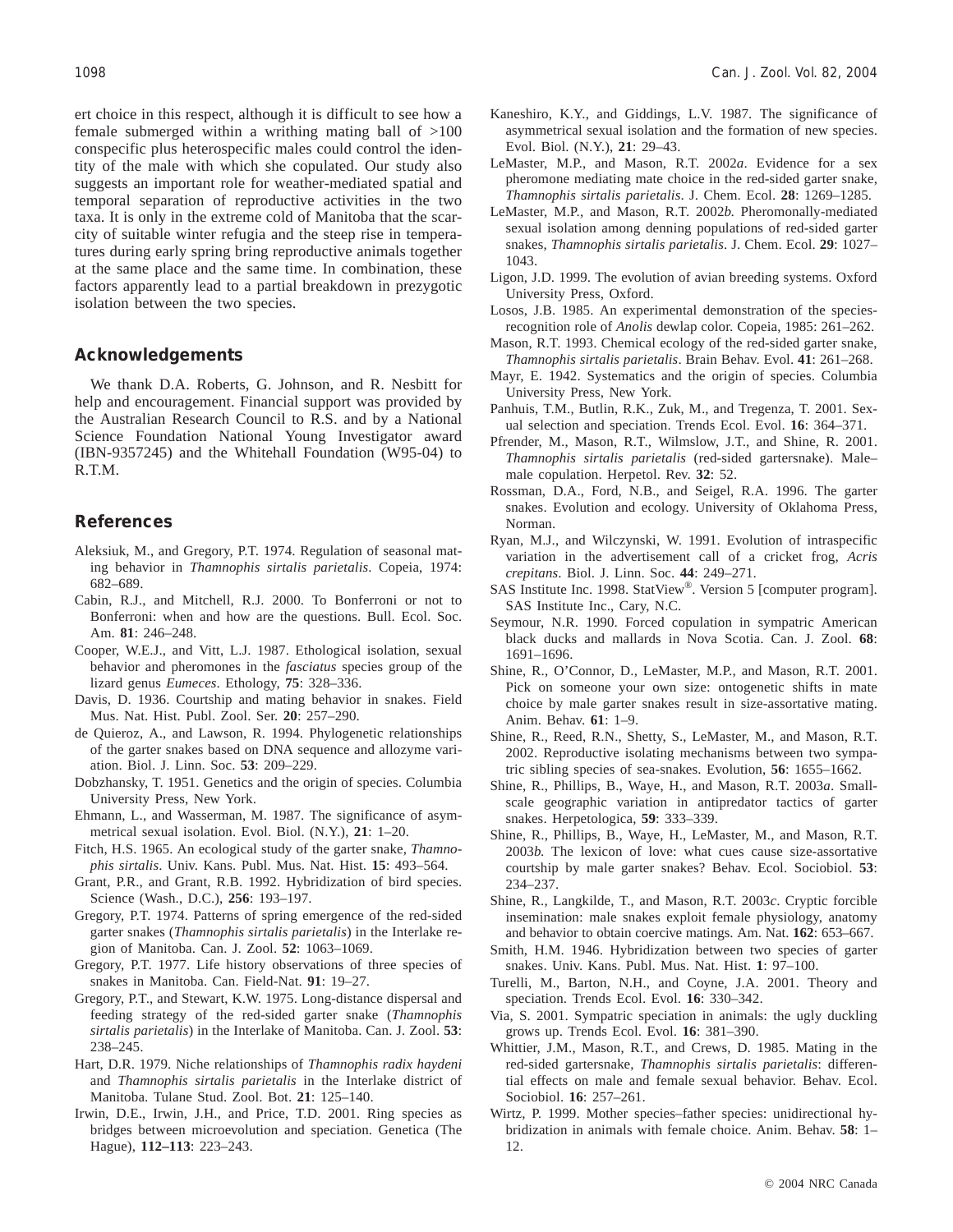ert choice in this respect, although it is difficult to see how a female submerged within a writhing mating ball of >100 conspecific plus heterospecific males could control the identity of the male with which she copulated. Our study also suggests an important role for weather-mediated spatial and temporal separation of reproductive activities in the two taxa. It is only in the extreme cold of Manitoba that the scarcity of suitable winter refugia and the steep rise in temperatures during early spring bring reproductive animals together at the same place and the same time. In combination, these factors apparently lead to a partial breakdown in prezygotic isolation between the two species.

## Acknowledgements

We thank D.A. Roberts, G. Johnson, and R. Nesbitt for help and encouragement. Financial support was provided by the Australian Research Council to R.S. and by a National Science Foundation National Young Investigator award (IBN-9357245) and the Whitehall Foundation (W95-04) to R.T.M.

## References

Aleksiuk, M., and Gregory, P.T. 1974. Regulation of seasonal mating behavior in *Thamnophis sirtalis parietalis*. Copeia, 1974: 682–689.

Cabin, R.J., and Mitchell, R.J. 2000. To Bonferroni or not to Bonferroni: when and how are the questions. Bull. Ecol. Soc. Am. **81**: 246–248.

Cooper, W.E.J., and Vitt, L.J. 1987. Ethological isolation, sexual behavior and pheromones in the *fasciatus* species group of the lizard genus *Eumeces*. Ethology, **75**: 328–336.

Davis, D. 1936. Courtship and mating behavior in snakes. Field Mus. Nat. Hist. Publ. Zool. Ser. **20**: 257–290.

de Quieroz, A., and Lawson, R. 1994. Phylogenetic relationships of the garter snakes based on DNA sequence and allozyme variation. Biol. J. Linn. Soc. **53**: 209–229.

Dobzhansky, T. 1951. Genetics and the origin of species. Columbia University Press, New York.

Ehmann, L., and Wasserman, M. 1987. The significance of asymmetrical sexual isolation. Evol. Biol. (N.Y.), **21**: 1–20.

Fitch, H.S. 1965. An ecological study of the garter snake, *Thamnophis sirtalis*. Univ. Kans. Publ. Mus. Nat. Hist. **15**: 493–564.

Grant, P.R., and Grant, R.B. 1992. Hybridization of bird species. Science (Wash., D.C.), **256**: 193–197.

Gregory, P.T. 1974. Patterns of spring emergence of the red-sided garter snakes (*Thamnophis sirtalis parietalis*) in the Interlake region of Manitoba. Can. J. Zool. **52**: 1063–1069.

Gregory, P.T. 1977. Life history observations of three species of snakes in Manitoba. Can. Field-Nat. **91**: 19–27.

Gregory, P.T., and Stewart, K.W. 1975. Long-distance dispersal and feeding strategy of the red-sided garter snake (*Thamnophis sirtalis parietalis*) in the Interlake of Manitoba. Can. J. Zool. **53**: 238–245.

Hart, D.R. 1979. Niche relationships of *Thamnophis radix haydeni* and *Thamnophis sirtalis parietalis* in the Interlake district of Manitoba. Tulane Stud. Zool. Bot. **21**: 125–140.

Irwin, D.E., Irwin, J.H., and Price, T.D. 2001. Ring species as bridges between microevolution and speciation. Genetica (The Hague), **112–113**: 223–243.

Kaneshiro, K.Y., and Giddings, L.V. 1987. The significance of asymmetrical sexual isolation and the formation of new species. Evol. Biol. (N.Y.), **21**: 29–43.

LeMaster, M.P., and Mason, R.T. 2002*a*. Evidence for a sex pheromone mediating mate choice in the red-sided garter snake, *Thamnophis sirtalis parietalis*. J. Chem. Ecol. **28**: 1269–1285.

LeMaster, M.P., and Mason, R.T. 2002*b*. Pheromonally-mediated sexual isolation among denning populations of red-sided garter snakes, *Thamnophis sirtalis parietalis*. J. Chem. Ecol. **29**: 1027–1043.

Ligon, J.D. 1999. The evolution of avian breeding systems. Oxford University Press, Oxford.

Losos, J.B. 1985. An experimental demonstration of the species-recognition role of *Anolis* dewlap color. Copeia, 1985: 261–262.

Mason, R.T. 1993. Chemical ecology of the red-sided garter snake, *Thamnophis sirtalis parietalis*. Brain Behav. Evol. **41**: 261–268.

Mayr, E. 1942. Systematics and the origin of species. Columbia University Press, New York.

Panhuis, T.M., Butlin, R.K., Zuk, M., and Tregenza, T. 2001. Sexual selection and speciation. Trends Ecol. Evol. **16**: 364–371.

Pfrender, M., Mason, R.T., Wilmslow, J.T., and Shine, R. 2001. *Thamnophis sirtalis parietalis* (red-sided gartersnake). Male–male copulation. Herpetol. Rev. **32**: 52.

Rossman, D.A., Ford, N.B., and Seigel, R.A. 1996. The garter snakes. Evolution and ecology. University of Oklahoma Press, Norman.

Ryan, M.J., and Wilczynski, W. 1991. Evolution of intraspecific variation in the advertisement call of a cricket frog, *Acris crepitans*. Biol. J. Linn. Soc. **44**: 249–271.

SAS Institute Inc. 1998. StatView®. Version 5 [computer program]. SAS Institute Inc., Cary, N.C.

Seymour, N.R. 1990. Forced copulation in sympatric American black ducks and mallards in Nova Scotia. Can. J. Zool. **68**: 1691–1696.

Shine, R., O'Connor, D., LeMaster, M.P., and Mason, R.T. 2001. Pick on someone your own size: ontogenetic shifts in mate choice by male garter snakes result in size-assortative mating. Anim. Behav. **61**: 1–9.

Shine, R., Reed, R.N., Shetty, S., LeMaster, M., and Mason, R.T. 2002. Reproductive isolating mechanisms between two sympatric sibling species of sea-snakes. Evolution, **56**: 1655–1662.

Shine, R., Phillips, B., Waye, H., and Mason, R.T. 2003*a*. Small-scale geographic variation in antipredator tactics of garter snakes. Herpetologica, **59**: 333–339.

Shine, R., Phillips, B., Waye, H., LeMaster, M., and Mason, R.T. 2003*b*. The lexicon of love: what cues cause size-assortative courtship by male garter snakes? Behav. Ecol. Sociobiol. **53**: 234–237.

Shine, R., Langkilde, T., and Mason, R.T. 2003*c*. Cryptic forcible insemination: male snakes exploit female physiology, anatomy and behavior to obtain coercive matings. Am. Nat. **162**: 653–667.

Smith, H.M. 1946. Hybridization between two species of garter snakes. Univ. Kans. Publ. Mus. Nat. Hist. **1**: 97–100.

Turelli, M., Barton, N.H., and Coyne, J.A. 2001. Theory and speciation. Trends Ecol. Evol. **16**: 330–342.

Via, S. 2001. Sympatric speciation in animals: the ugly duckling grows up. Trends Ecol. Evol. **16**: 381–390.

Whittier, J.M., Mason, R.T., and Crews, D. 1985. Mating in the red-sided gartersnake, *Thamnophis sirtalis parietalis*: differential effects on male and female sexual behavior. Behav. Ecol. Sociobiol. **16**: 257–261.

Wirtz, P. 1999. Mother species–father species: unidirectional hybridization in animals with female choice. Anim. Behav. **58**: 1–12.